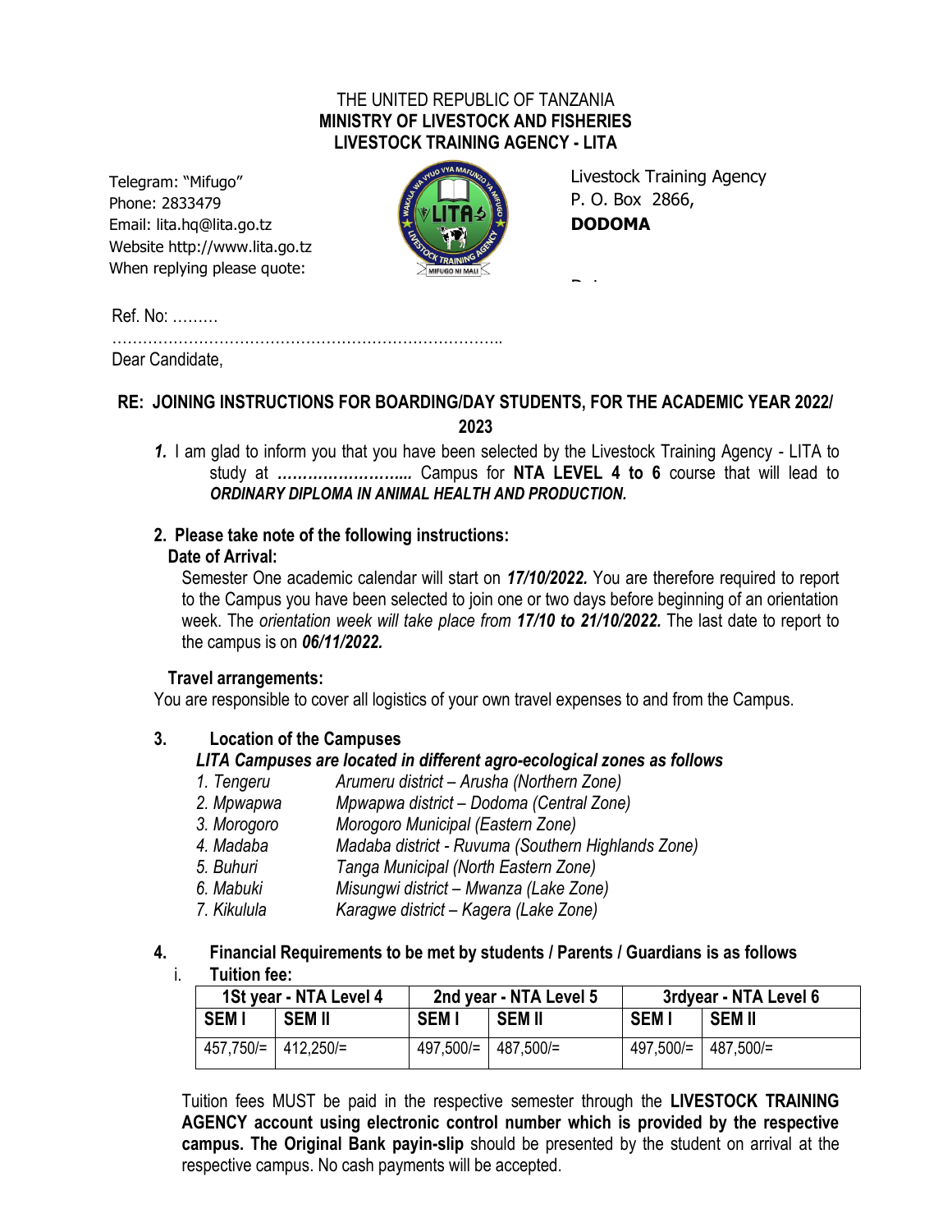THE UNITED REPUBLIC OF TANZANIA
**MINISTRY OF LIVESTOCK AND FISHERIES**
**LIVESTOCK TRAINING AGENCY - LITA**

Telegram: "Mifugo"
Phone: 2833479
Email: lita.hq@lita.go.tz
Website http://www.lita.go.tz
When replying please quote:

Livestock Training Agency
P. O. Box 2866,
**DODOMA**

Ref. No: ………

……………………………………………………………………..

Dear Candidate,

## RE: JOINING INSTRUCTIONS FOR BOARDING/DAY STUDENTS, FOR THE ACADEMIC YEAR 2022/ 2023

***1.*** I am glad to inform you that you have been selected by the Livestock Training Agency - LITA to study at ***……………………...*** Campus for **NTA LEVEL 4 to 6** course that will lead to ***ORDINARY DIPLOMA IN ANIMAL HEALTH AND PRODUCTION.***

**2. Please take note of the following instructions:**

**Date of Arrival:**

Semester One academic calendar will start on ***17/10/2022.*** You are therefore required to report to the Campus you have been selected to join one or two days before beginning of an orientation week. The *orientation week will take place from **17/10 to 21/10/2022.*** The last date to report to the campus is on ***06/11/2022.***

**Travel arrangements:**

You are responsible to cover all logistics of your own travel expenses to and from the Campus.

**3. Location of the Campuses**

***LITA Campuses are located in different agro-ecological zones as follows***

1. *Tengeru* — *Arumeru district – Arusha (Northern Zone)*
2. *Mpwapwa* — *Mpwapwa district – Dodoma (Central Zone)*
3. *Morogoro* — *Morogoro Municipal (Eastern Zone)*
4. *Madaba* — *Madaba district - Ruvuma (Southern Highlands Zone)*
5. *Buhuri* — *Tanga Municipal (North Eastern Zone)*
6. *Mabuki* — *Misungwi district – Mwanza (Lake Zone)*
7. *Kikulula* — *Karagwe district – Kagera (Lake Zone)*

**4. Financial Requirements to be met by students / Parents / Guardians is as follows**

i. **Tuition fee:**

| **1St year - NTA Level 4** | | **2nd year - NTA Level 5** | | **3rdyear - NTA Level 6** | |
|---|---|---|---|---|---|
| **SEM I** | **SEM II** | **SEM I** | **SEM II** | **SEM I** | **SEM II** |
| 457,750/= | 412,250/= | 497,500/= | 487,500/= | 497,500/= | 487,500/= |

Tuition fees MUST be paid in the respective semester through the **LIVESTOCK TRAINING AGENCY account using electronic control number which is provided by the respective campus. The Original Bank payin-slip** should be presented by the student on arrival at the respective campus. No cash payments will be accepted.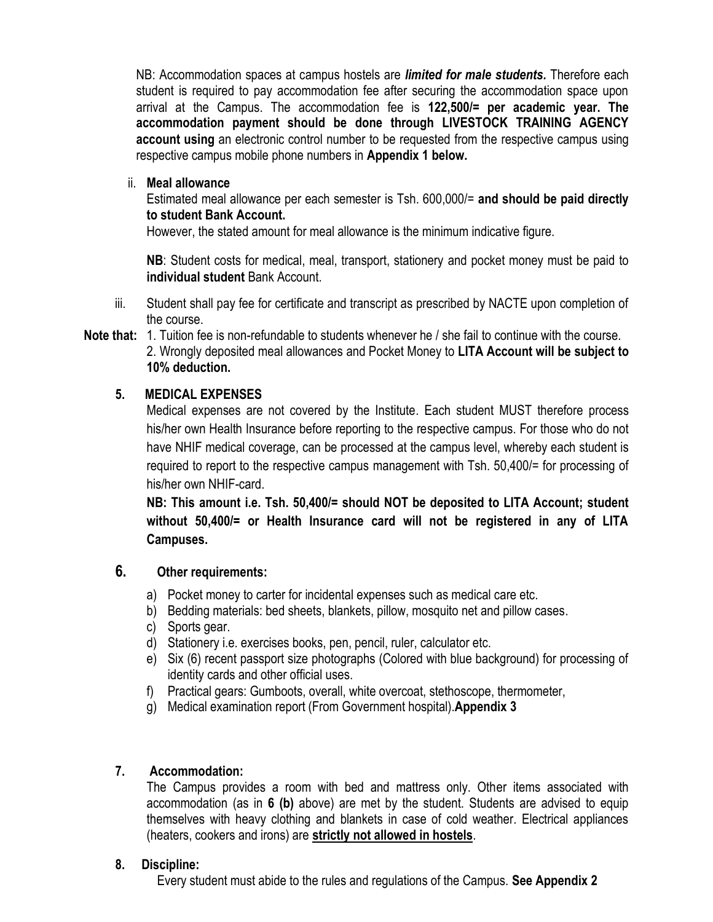NB: Accommodation spaces at campus hostels are ***limited for male students.*** Therefore each student is required to pay accommodation fee after securing the accommodation space upon arrival at the Campus. The accommodation fee is **122,500/= per academic year. The accommodation payment should be done through LIVESTOCK TRAINING AGENCY account using** an electronic control number to be requested from the respective campus using respective campus mobile phone numbers in **Appendix 1 below.**

ii. **Meal allowance**

Estimated meal allowance per each semester is Tsh. 600,000/= **and should be paid directly to student Bank Account.**

However, the stated amount for meal allowance is the minimum indicative figure.

**NB**: Student costs for medical, meal, transport, stationery and pocket money must be paid to **individual student** Bank Account.

iii. Student shall pay fee for certificate and transcript as prescribed by NACTE upon completion of the course.

**Note that:** 1. Tuition fee is non-refundable to students whenever he / she fail to continue with the course.

2. Wrongly deposited meal allowances and Pocket Money to **LITA Account will be subject to 10% deduction.**

### 5. MEDICAL EXPENSES

Medical expenses are not covered by the Institute. Each student MUST therefore process his/her own Health Insurance before reporting to the respective campus. For those who do not have NHIF medical coverage, can be processed at the campus level, whereby each student is required to report to the respective campus management with Tsh. 50,400/= for processing of his/her own NHIF-card.

**NB: This amount i.e. Tsh. 50,400/= should NOT be deposited to LITA Account; student without 50,400/= or Health Insurance card will not be registered in any of LITA Campuses.**

### 6. Other requirements:

a) Pocket money to carter for incidental expenses such as medical care etc.
b) Bedding materials: bed sheets, blankets, pillow, mosquito net and pillow cases.
c) Sports gear.
d) Stationery i.e. exercises books, pen, pencil, ruler, calculator etc.
e) Six (6) recent passport size photographs (Colored with blue background) for processing of identity cards and other official uses.
f) Practical gears: Gumboots, overall, white overcoat, stethoscope, thermometer,
g) Medical examination report (From Government hospital).**Appendix 3**

### 7. Accommodation:

The Campus provides a room with bed and mattress only. Other items associated with accommodation (as in **6 (b)** above) are met by the student. Students are advised to equip themselves with heavy clothing and blankets in case of cold weather. Electrical appliances (heaters, cookers and irons) are **<u>strictly not allowed in hostels</u>**.

### 8. Discipline:

Every student must abide to the rules and regulations of the Campus. **See Appendix 2**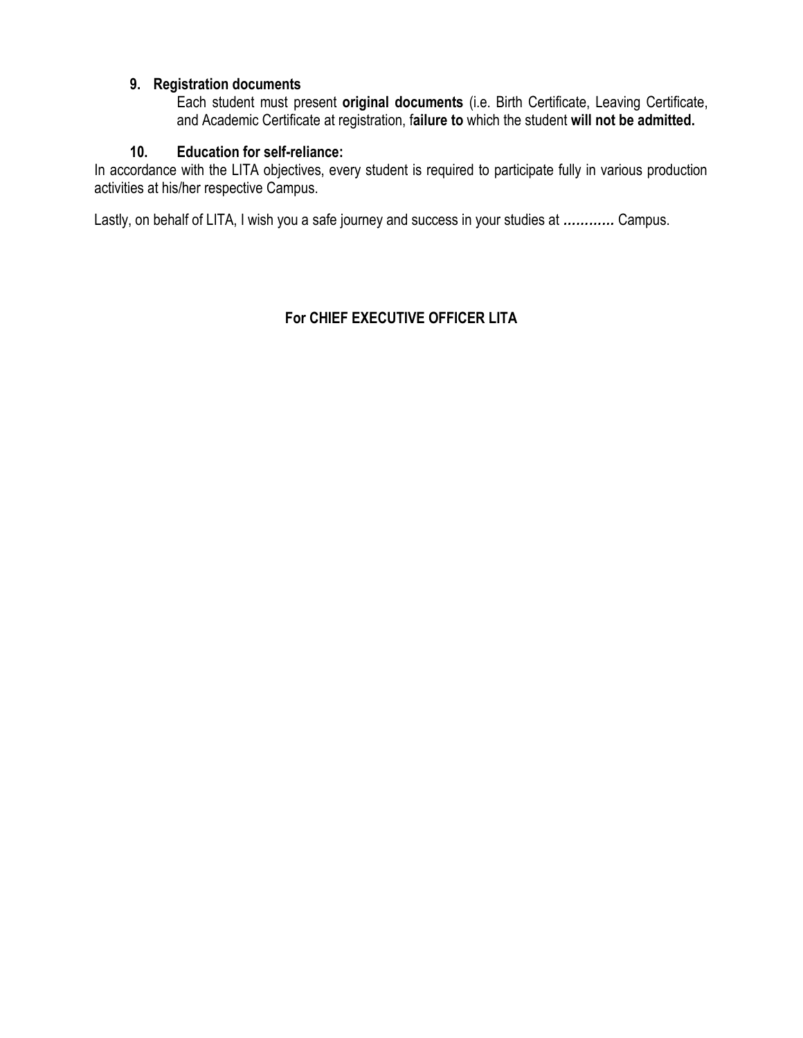**9. Registration documents**

Each student must present **original documents** (i.e. Birth Certificate, Leaving Certificate, and Academic Certificate at registration, f**ailure to** which the student **will not be admitted.**

**10. Education for self-reliance:**

In accordance with the LITA objectives, every student is required to participate fully in various production activities at his/her respective Campus.

Lastly, on behalf of LITA, I wish you a safe journey and success in your studies at ***…………*** Campus.

**For CHIEF EXECUTIVE OFFICER LITA**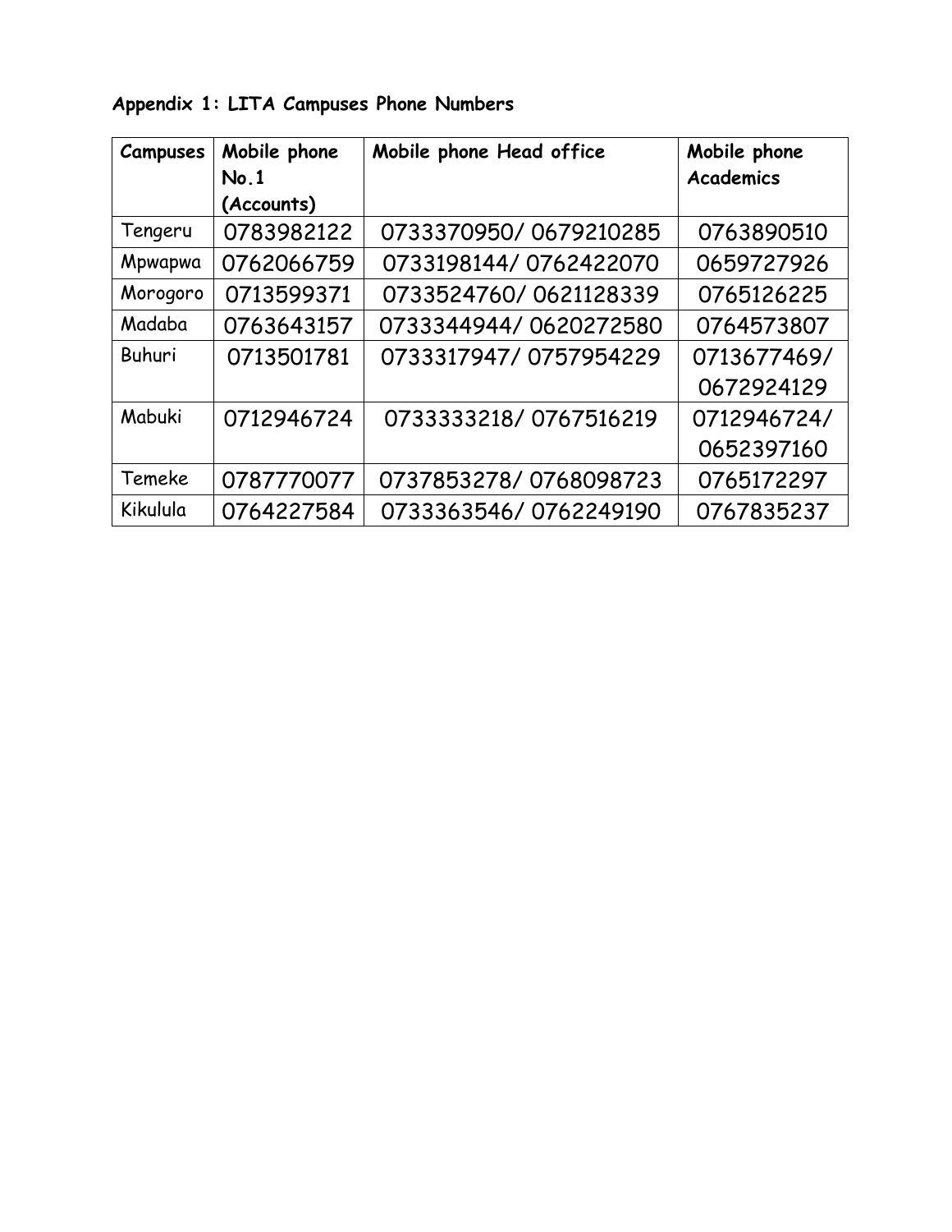**Appendix 1: LITA Campuses Phone Numbers**

| Campuses | Mobile phone No.1 (Accounts) | Mobile phone Head office | Mobile phone Academics |
|---|---|---|---|
| Tengeru | 0783982122 | 0733370950/ 0679210285 | 0763890510 |
| Mpwapwa | 0762066759 | 0733198144/ 0762422070 | 0659727926 |
| Morogoro | 0713599371 | 0733524760/ 0621128339 | 0765126225 |
| Madaba | 0763643157 | 0733344944/ 0620272580 | 0764573807 |
| Buhuri | 0713501781 | 0733317947/ 0757954229 | 0713677469/ 0672924129 |
| Mabuki | 0712946724 | 0733333218/ 0767516219 | 0712946724/ 0652397160 |
| Temeke | 0787770077 | 0737853278/ 0768098723 | 0765172297 |
| Kikulula | 0764227584 | 0733363546/ 0762249190 | 0767835237 |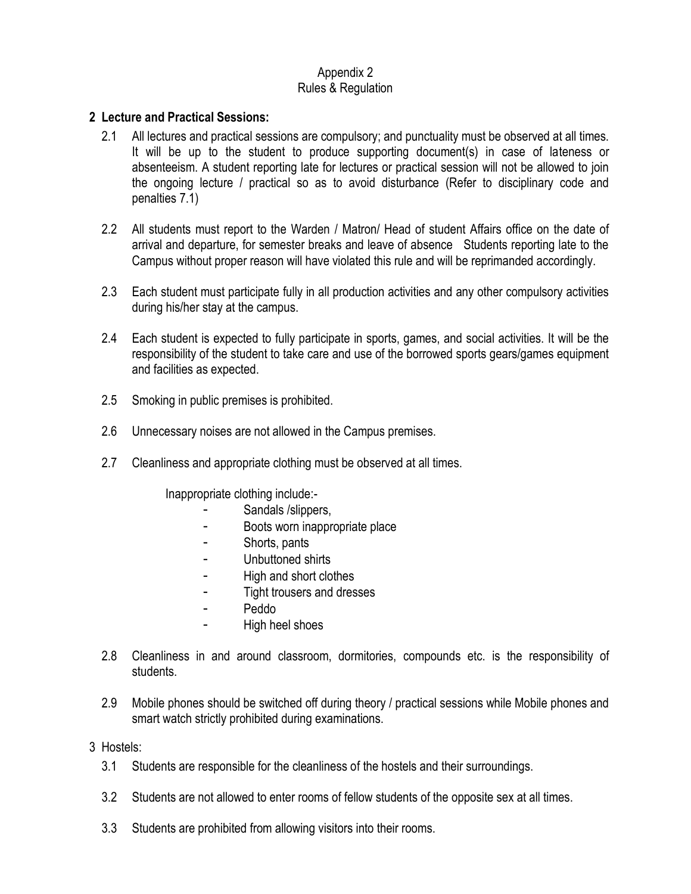Appendix 2
Rules & Regulation

## 2 Lecture and Practical Sessions:

2.1 All lectures and practical sessions are compulsory; and punctuality must be observed at all times. It will be up to the student to produce supporting document(s) in case of lateness or absenteeism. A student reporting late for lectures or practical session will not be allowed to join the ongoing lecture / practical so as to avoid disturbance (Refer to disciplinary code and penalties 7.1)

2.2 All students must report to the Warden / Matron/ Head of student Affairs office on the date of arrival and departure, for semester breaks and leave of absence Students reporting late to the Campus without proper reason will have violated this rule and will be reprimanded accordingly.

2.3 Each student must participate fully in all production activities and any other compulsory activities during his/her stay at the campus.

2.4 Each student is expected to fully participate in sports, games, and social activities. It will be the responsibility of the student to take care and use of the borrowed sports gears/games equipment and facilities as expected.

2.5 Smoking in public premises is prohibited.

2.6 Unnecessary noises are not allowed in the Campus premises.

2.7 Cleanliness and appropriate clothing must be observed at all times.

Inappropriate clothing include:-

- Sandals /slippers,
- Boots worn inappropriate place
- Shorts, pants
- Unbuttoned shirts
- High and short clothes
- Tight trousers and dresses
- Peddo
- High heel shoes

2.8 Cleanliness in and around classroom, dormitories, compounds etc. is the responsibility of students.

2.9 Mobile phones should be switched off during theory / practical sessions while Mobile phones and smart watch strictly prohibited during examinations.

3 Hostels:

3.1 Students are responsible for the cleanliness of the hostels and their surroundings.

3.2 Students are not allowed to enter rooms of fellow students of the opposite sex at all times.

3.3 Students are prohibited from allowing visitors into their rooms.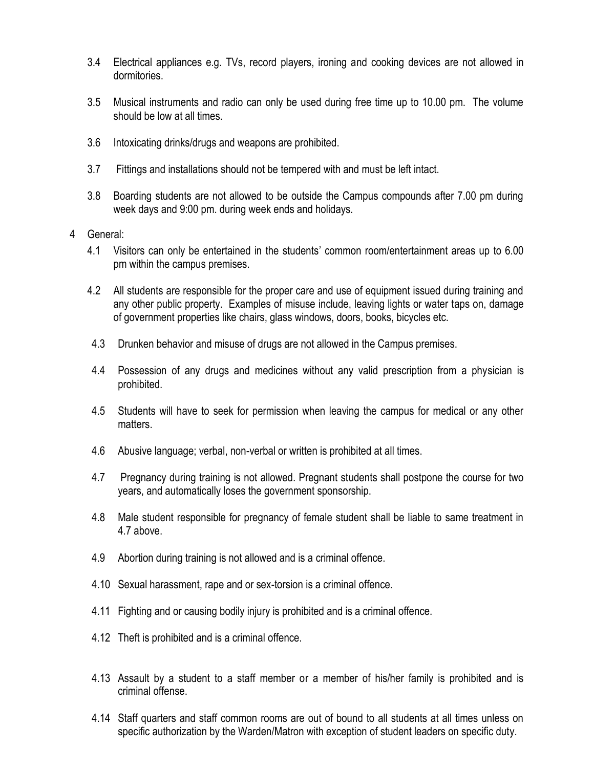3.4 Electrical appliances e.g. TVs, record players, ironing and cooking devices are not allowed in dormitories.

3.5 Musical instruments and radio can only be used during free time up to 10.00 pm. The volume should be low at all times.

3.6 Intoxicating drinks/drugs and weapons are prohibited.

3.7 Fittings and installations should not be tempered with and must be left intact.

3.8 Boarding students are not allowed to be outside the Campus compounds after 7.00 pm during week days and 9:00 pm. during week ends and holidays.

4 General:

4.1 Visitors can only be entertained in the students' common room/entertainment areas up to 6.00 pm within the campus premises.

4.2 All students are responsible for the proper care and use of equipment issued during training and any other public property. Examples of misuse include, leaving lights or water taps on, damage of government properties like chairs, glass windows, doors, books, bicycles etc.

4.3 Drunken behavior and misuse of drugs are not allowed in the Campus premises.

4.4 Possession of any drugs and medicines without any valid prescription from a physician is prohibited.

4.5 Students will have to seek for permission when leaving the campus for medical or any other matters.

4.6 Abusive language; verbal, non-verbal or written is prohibited at all times.

4.7 Pregnancy during training is not allowed. Pregnant students shall postpone the course for two years, and automatically loses the government sponsorship.

4.8 Male student responsible for pregnancy of female student shall be liable to same treatment in 4.7 above.

4.9 Abortion during training is not allowed and is a criminal offence.

4.10 Sexual harassment, rape and or sex-torsion is a criminal offence.

4.11 Fighting and or causing bodily injury is prohibited and is a criminal offence.

4.12 Theft is prohibited and is a criminal offence.

4.13 Assault by a student to a staff member or a member of his/her family is prohibited and is criminal offense.

4.14 Staff quarters and staff common rooms are out of bound to all students at all times unless on specific authorization by the Warden/Matron with exception of student leaders on specific duty.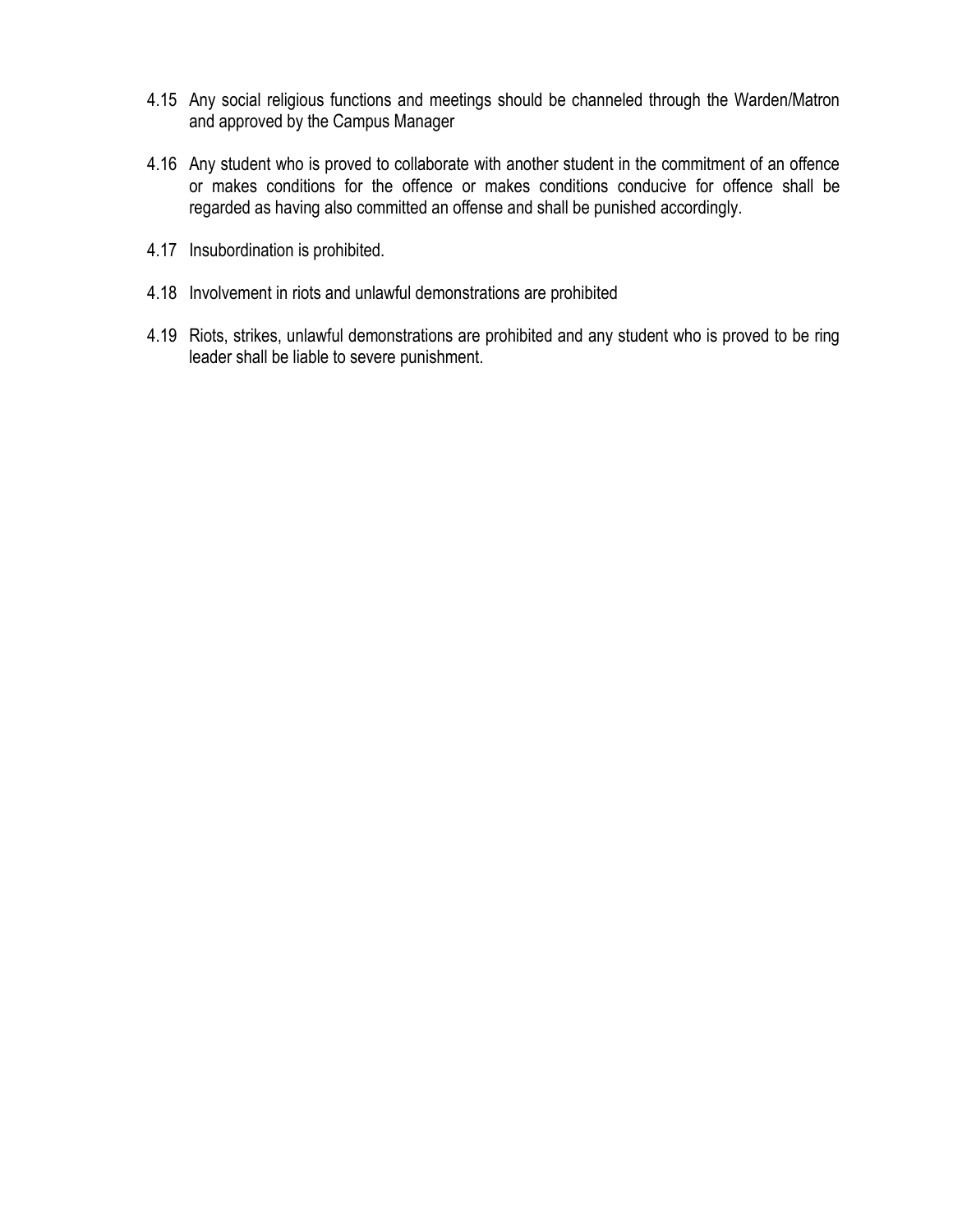4.15 Any social religious functions and meetings should be channeled through the Warden/Matron and approved by the Campus Manager

4.16 Any student who is proved to collaborate with another student in the commitment of an offence or makes conditions for the offence or makes conditions conducive for offence shall be regarded as having also committed an offense and shall be punished accordingly.

4.17 Insubordination is prohibited.

4.18 Involvement in riots and unlawful demonstrations are prohibited

4.19 Riots, strikes, unlawful demonstrations are prohibited and any student who is proved to be ring leader shall be liable to severe punishment.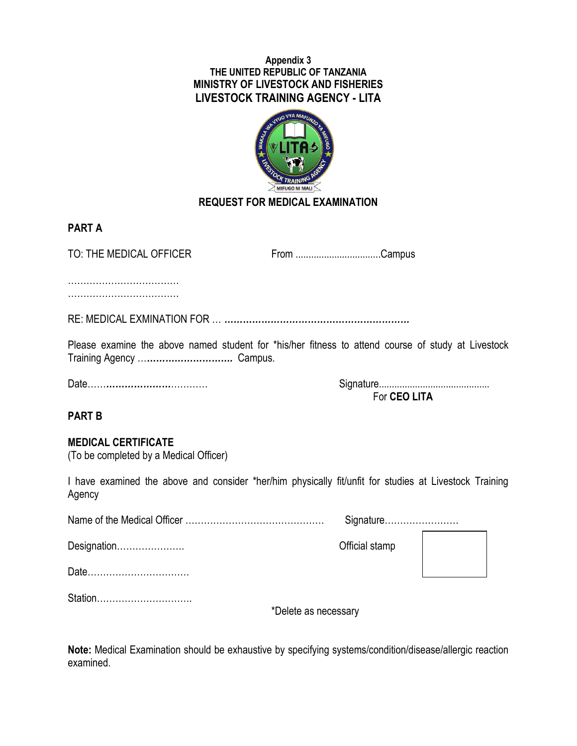**Appendix 3**
**THE UNITED REPUBLIC OF TANZANIA**
**MINISTRY OF LIVESTOCK AND FISHERIES**
**LIVESTOCK TRAINING AGENCY - LITA**

## REQUEST FOR MEDICAL EXAMINATION

**PART A**

TO: THE MEDICAL OFFICER                    From ................................Campus

………………………………
………………………………

RE: MEDICAL EXMINATION FOR … ***……………………………………………………***

Please examine the above named student for *his/her fitness to attend course of study at Livestock Training Agency …***………………………*** Campus.

Date……***………………***…………                    Signature..........................................
For **CEO LITA**

**PART B**

**MEDICAL CERTIFICATE**
(To be completed by a Medical Officer)

I have examined the above and consider *her/him physically fit/unfit for studies at Livestock Training Agency

Name of the Medical Officer ………………………………………    Signature……………………

Designation………………….    Official stamp

Date……………………………

Station………………………….

*Delete as necessary

**Note:** Medical Examination should be exhaustive by specifying systems/condition/disease/allergic reaction examined.